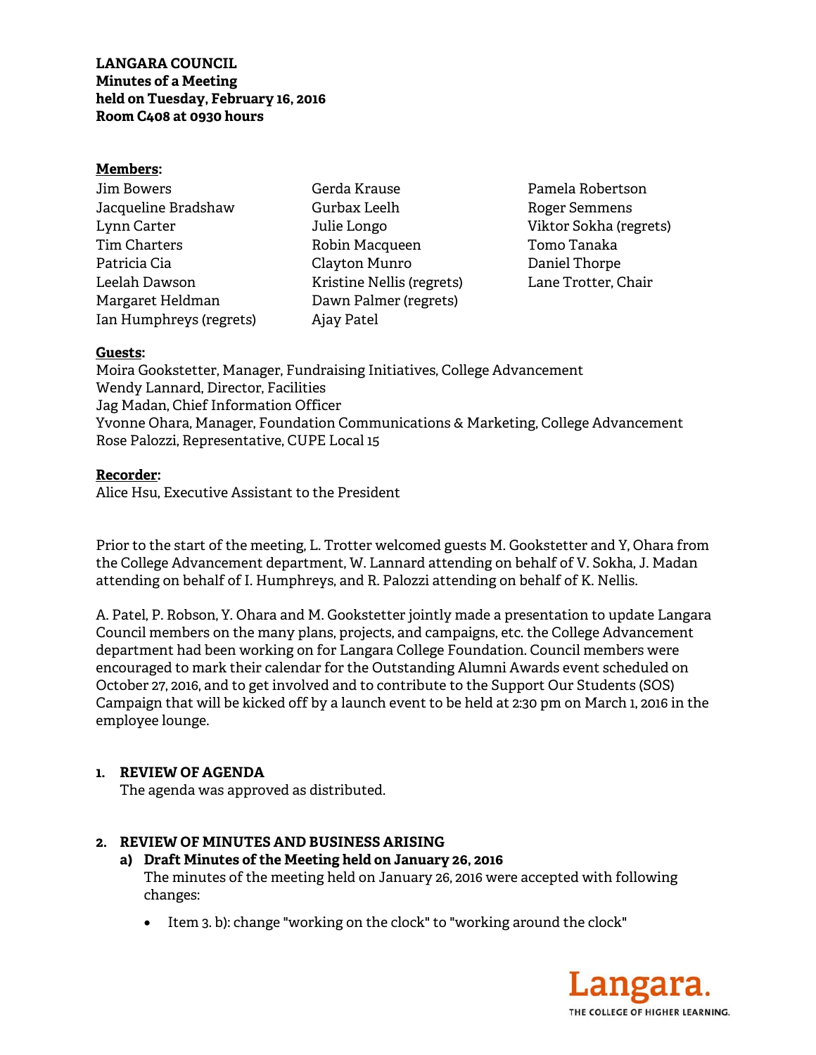**LANGARA COUNCIL**
**Minutes of a Meeting**
**held on Tuesday, February 16, 2016**
**Room C408 at 0930 hours**

**Members:**

Jim Bowers
Jacqueline Bradshaw
Lynn Carter
Tim Charters
Patricia Cia
Leelah Dawson
Margaret Heldman
Ian Humphreys (regrets)
Gerda Krause
Gurbax Leelh
Julie Longo
Robin Macqueen
Clayton Munro
Kristine Nellis (regrets)
Dawn Palmer (regrets)
Ajay Patel
Pamela Robertson
Roger Semmens
Viktor Sokha (regrets)
Tomo Tanaka
Daniel Thorpe
Lane Trotter, Chair

**Guests:**

Moira Gookstetter, Manager, Fundraising Initiatives, College Advancement
Wendy Lannard, Director, Facilities
Jag Madan, Chief Information Officer
Yvonne Ohara, Manager, Foundation Communications & Marketing, College Advancement
Rose Palozzi, Representative, CUPE Local 15

**Recorder:**

Alice Hsu, Executive Assistant to the President

Prior to the start of the meeting, L. Trotter welcomed guests M. Gookstetter and Y, Ohara from the College Advancement department, W. Lannard attending on behalf of V. Sokha, J. Madan attending on behalf of I. Humphreys, and R. Palozzi attending on behalf of K. Nellis.

A. Patel, P. Robson, Y. Ohara and M. Gookstetter jointly made a presentation to update Langara Council members on the many plans, projects, and campaigns, etc. the College Advancement department had been working on for Langara College Foundation. Council members were encouraged to mark their calendar for the Outstanding Alumni Awards event scheduled on October 27, 2016, and to get involved and to contribute to the Support Our Students (SOS) Campaign that will be kicked off by a launch event to be held at 2:30 pm on March 1, 2016 in the employee lounge.

## 1. REVIEW OF AGENDA

The agenda was approved as distributed.

## 2. REVIEW OF MINUTES AND BUSINESS ARISING

### a) Draft Minutes of the Meeting held on January 26, 2016

The minutes of the meeting held on January 26, 2016 were accepted with following changes:

- Item 3. b): change "working on the clock" to "working around the clock"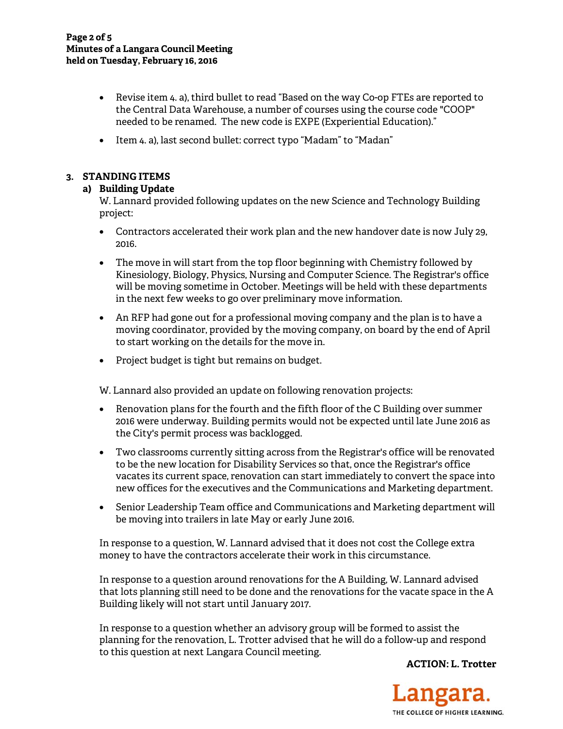- Revise item 4. a), third bullet to read "Based on the way Co-op FTEs are reported to the Central Data Warehouse, a number of courses using the course code "COOP" needed to be renamed. The new code is EXPE (Experiential Education)."
- Item 4. a), last second bullet: correct typo "Madam" to "Madan"

### 3. STANDING ITEMS

#### a) Building Update

W. Lannard provided following updates on the new Science and Technology Building project:

- Contractors accelerated their work plan and the new handover date is now July 29, 2016.
- The move in will start from the top floor beginning with Chemistry followed by Kinesiology, Biology, Physics, Nursing and Computer Science. The Registrar's office will be moving sometime in October. Meetings will be held with these departments in the next few weeks to go over preliminary move information.
- An RFP had gone out for a professional moving company and the plan is to have a moving coordinator, provided by the moving company, on board by the end of April to start working on the details for the move in.
- Project budget is tight but remains on budget.

W. Lannard also provided an update on following renovation projects:

- Renovation plans for the fourth and the fifth floor of the C Building over summer 2016 were underway. Building permits would not be expected until late June 2016 as the City's permit process was backlogged.
- Two classrooms currently sitting across from the Registrar's office will be renovated to be the new location for Disability Services so that, once the Registrar's office vacates its current space, renovation can start immediately to convert the space into new offices for the executives and the Communications and Marketing department.
- Senior Leadership Team office and Communications and Marketing department will be moving into trailers in late May or early June 2016.

In response to a question, W. Lannard advised that it does not cost the College extra money to have the contractors accelerate their work in this circumstance.

In response to a question around renovations for the A Building, W. Lannard advised that lots planning still need to be done and the renovations for the vacate space in the A Building likely will not start until January 2017.

In response to a question whether an advisory group will be formed to assist the planning for the renovation, L. Trotter advised that he will do a follow-up and respond to this question at next Langara Council meeting.

**ACTION: L. Trotter**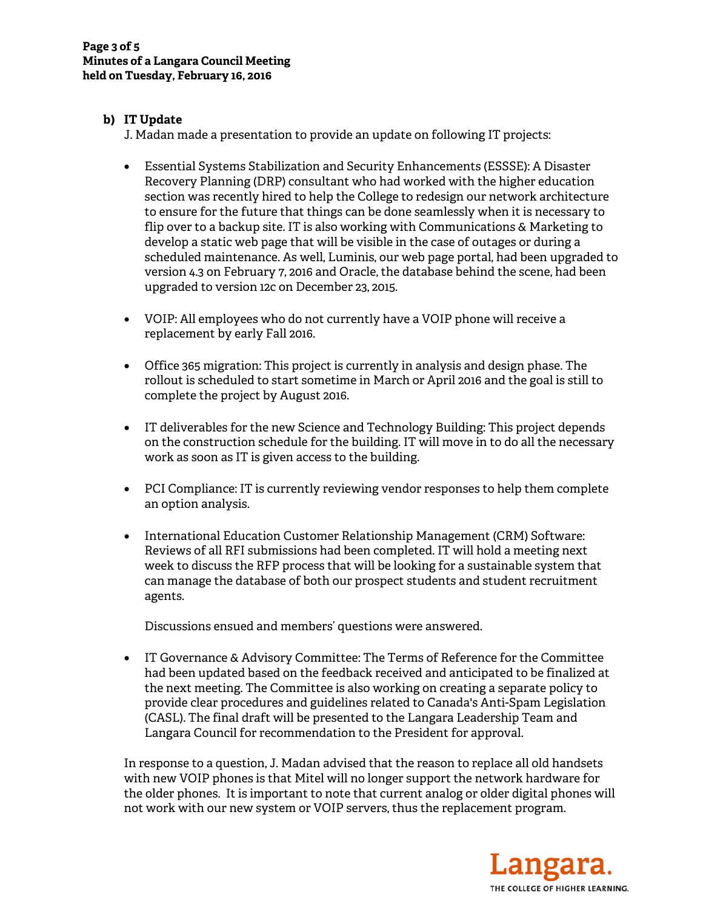### b) IT Update

J. Madan made a presentation to provide an update on following IT projects:

- Essential Systems Stabilization and Security Enhancements (ESSSE): A Disaster Recovery Planning (DRP) consultant who had worked with the higher education section was recently hired to help the College to redesign our network architecture to ensure for the future that things can be done seamlessly when it is necessary to flip over to a backup site. IT is also working with Communications & Marketing to develop a static web page that will be visible in the case of outages or during a scheduled maintenance. As well, Luminis, our web page portal, had been upgraded to version 4.3 on February 7, 2016 and Oracle, the database behind the scene, had been upgraded to version 12c on December 23, 2015.

- VOIP: All employees who do not currently have a VOIP phone will receive a replacement by early Fall 2016.

- Office 365 migration: This project is currently in analysis and design phase. The rollout is scheduled to start sometime in March or April 2016 and the goal is still to complete the project by August 2016.

- IT deliverables for the new Science and Technology Building: This project depends on the construction schedule for the building. IT will move in to do all the necessary work as soon as IT is given access to the building.

- PCI Compliance: IT is currently reviewing vendor responses to help them complete an option analysis.

- International Education Customer Relationship Management (CRM) Software: Reviews of all RFI submissions had been completed. IT will hold a meeting next week to discuss the RFP process that will be looking for a sustainable system that can manage the database of both our prospect students and student recruitment agents.

  Discussions ensued and members' questions were answered.

- IT Governance & Advisory Committee: The Terms of Reference for the Committee had been updated based on the feedback received and anticipated to be finalized at the next meeting. The Committee is also working on creating a separate policy to provide clear procedures and guidelines related to Canada's Anti-Spam Legislation (CASL). The final draft will be presented to the Langara Leadership Team and Langara Council for recommendation to the President for approval.

In response to a question, J. Madan advised that the reason to replace all old handsets with new VOIP phones is that Mitel will no longer support the network hardware for the older phones. It is important to note that current analog or older digital phones will not work with our new system or VOIP servers, thus the replacement program.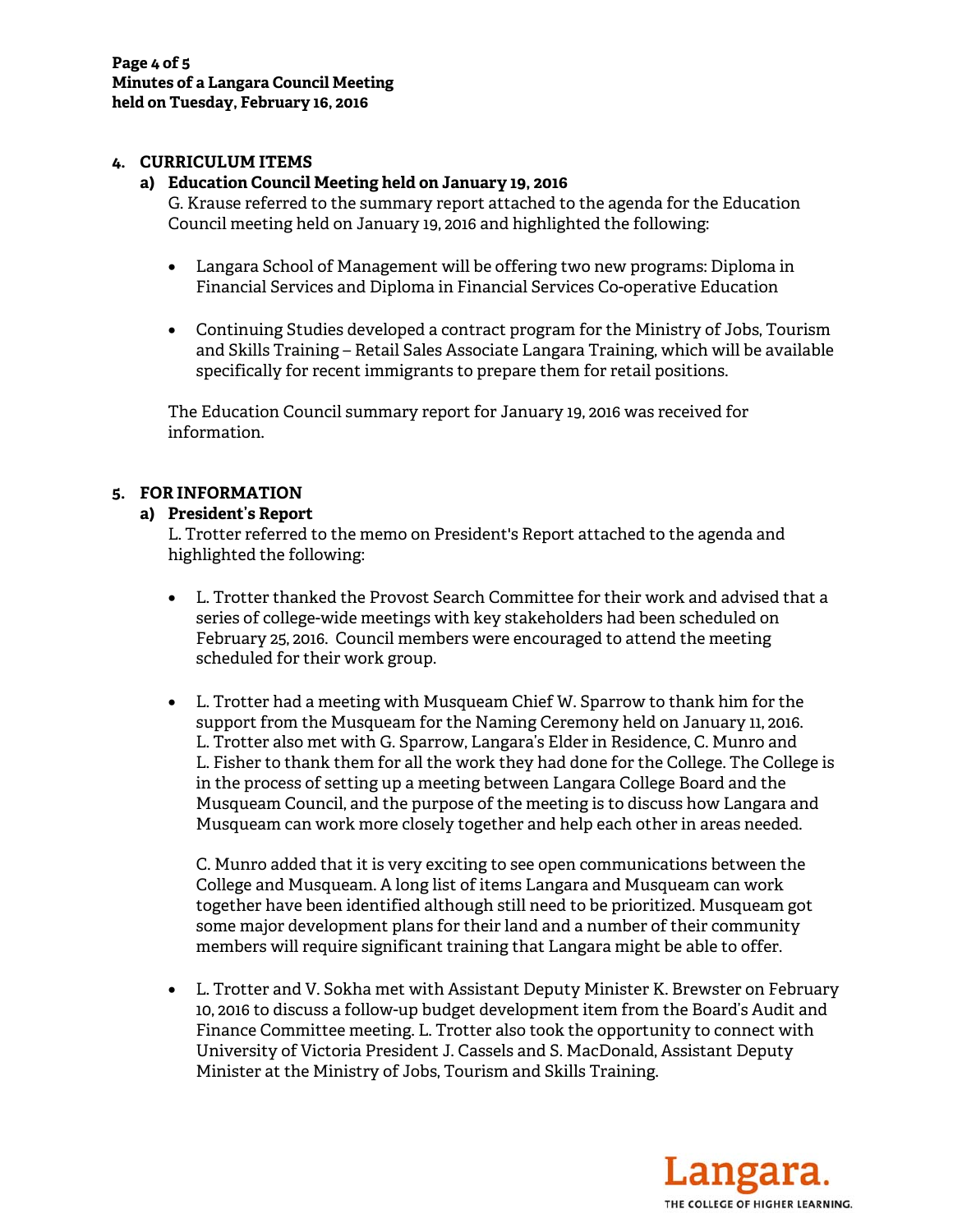## 4. CURRICULUM ITEMS

### a) Education Council Meeting held on January 19, 2016

G. Krause referred to the summary report attached to the agenda for the Education Council meeting held on January 19, 2016 and highlighted the following:

- Langara School of Management will be offering two new programs: Diploma in Financial Services and Diploma in Financial Services Co-operative Education

- Continuing Studies developed a contract program for the Ministry of Jobs, Tourism and Skills Training – Retail Sales Associate Langara Training, which will be available specifically for recent immigrants to prepare them for retail positions.

The Education Council summary report for January 19, 2016 was received for information.

## 5. FOR INFORMATION

### a) President's Report

L. Trotter referred to the memo on President's Report attached to the agenda and highlighted the following:

- L. Trotter thanked the Provost Search Committee for their work and advised that a series of college-wide meetings with key stakeholders had been scheduled on February 25, 2016. Council members were encouraged to attend the meeting scheduled for their work group.

- L. Trotter had a meeting with Musqueam Chief W. Sparrow to thank him for the support from the Musqueam for the Naming Ceremony held on January 11, 2016. L. Trotter also met with G. Sparrow, Langara's Elder in Residence, C. Munro and L. Fisher to thank them for all the work they had done for the College. The College is in the process of setting up a meeting between Langara College Board and the Musqueam Council, and the purpose of the meeting is to discuss how Langara and Musqueam can work more closely together and help each other in areas needed.

  C. Munro added that it is very exciting to see open communications between the College and Musqueam. A long list of items Langara and Musqueam can work together have been identified although still need to be prioritized. Musqueam got some major development plans for their land and a number of their community members will require significant training that Langara might be able to offer.

- L. Trotter and V. Sokha met with Assistant Deputy Minister K. Brewster on February 10, 2016 to discuss a follow-up budget development item from the Board's Audit and Finance Committee meeting. L. Trotter also took the opportunity to connect with University of Victoria President J. Cassels and S. MacDonald, Assistant Deputy Minister at the Ministry of Jobs, Tourism and Skills Training.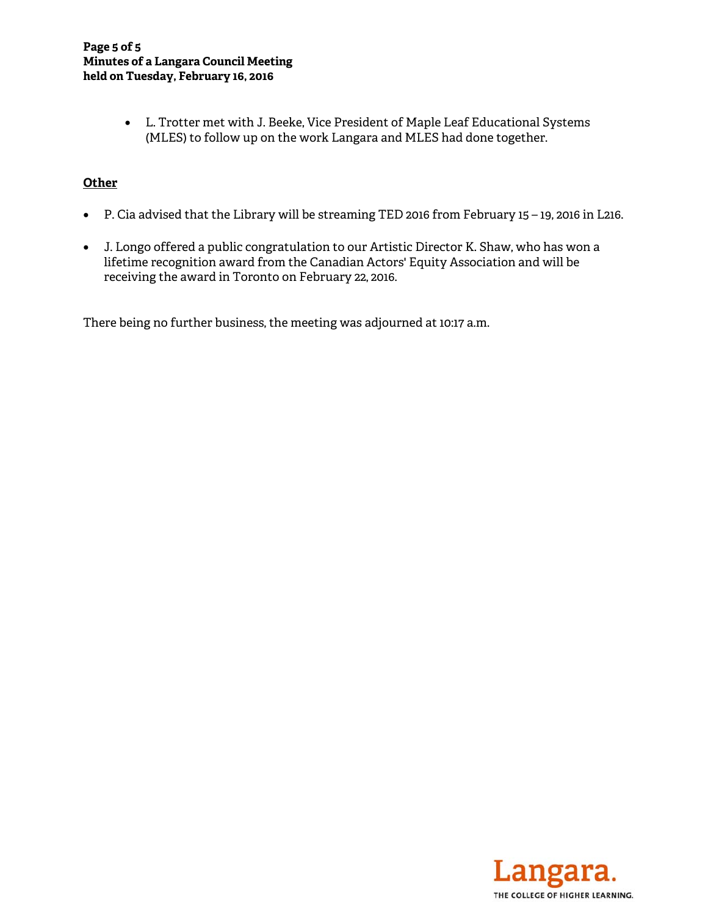- L. Trotter met with J. Beeke, Vice President of Maple Leaf Educational Systems (MLES) to follow up on the work Langara and MLES had done together.

**Other**

- P. Cia advised that the Library will be streaming TED 2016 from February 15 – 19, 2016 in L216.

- J. Longo offered a public congratulation to our Artistic Director K. Shaw, who has won a lifetime recognition award from the Canadian Actors' Equity Association and will be receiving the award in Toronto on February 22, 2016.

There being no further business, the meeting was adjourned at 10:17 a.m.